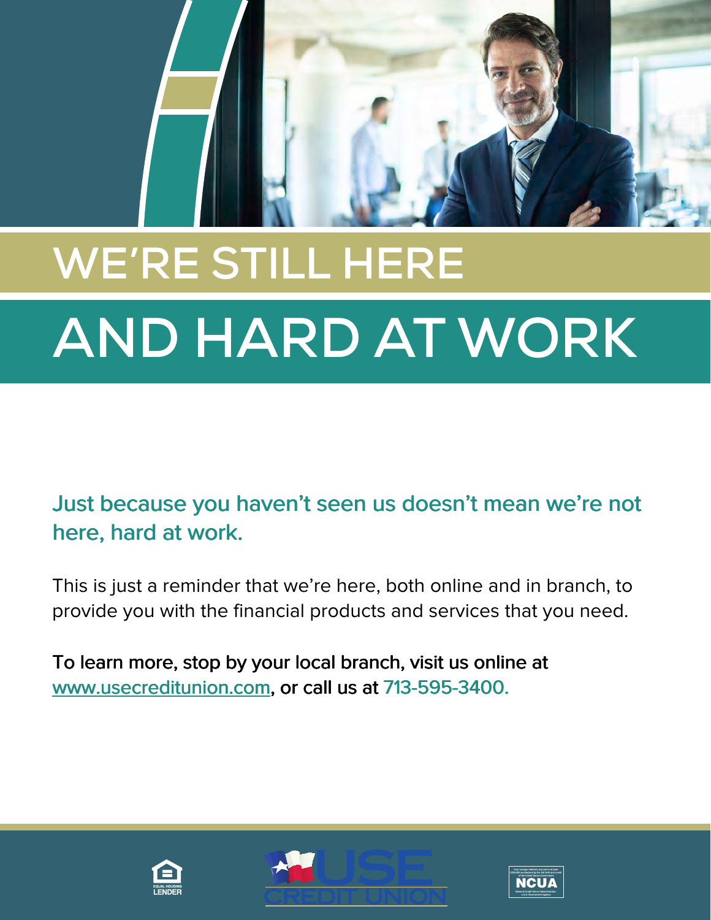# WE'RE STILL HERE

# AND HARD AT WORK

## Just because you haven't seen us doesn't mean we're not here, hard at work.

This is just a reminder that we're here, both online and in branch, to provide you with the financial products and services that you need.

To learn more, stop by your local branch, visit us online at www.usecreditunion.com, or call us at 713-595-3400.

EQUAL HOUSING LENDER

USE CREDIT UNION

NCUA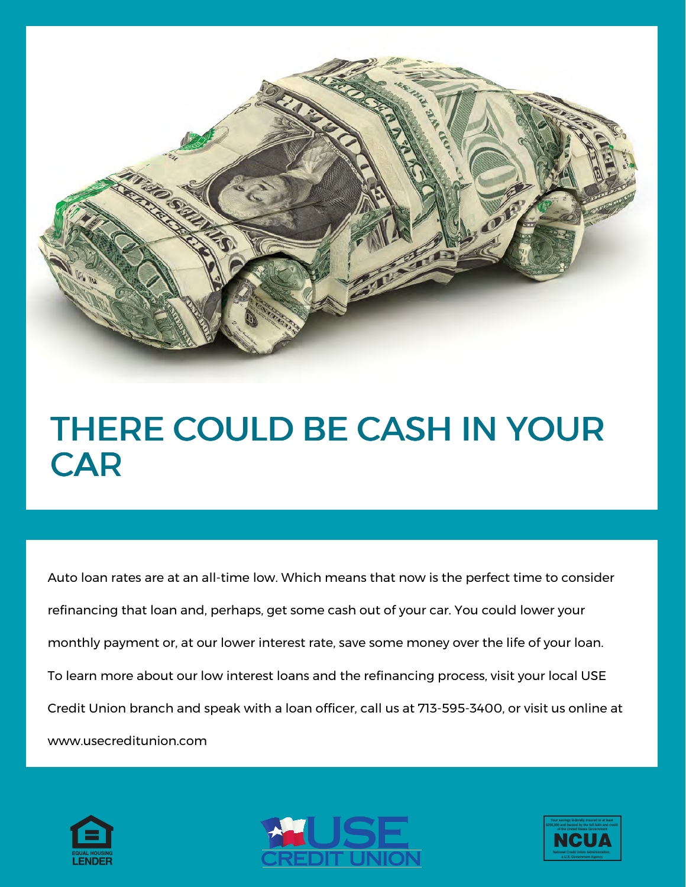# THERE COULD BE CASH IN YOUR CAR

Auto loan rates are at an all-time low. Which means that now is the perfect time to consider refinancing that loan and, perhaps, get some cash out of your car. You could lower your monthly payment or, at our lower interest rate, save some money over the life of your loan. To learn more about our low interest loans and the refinancing process, visit your local USE Credit Union branch and speak with a loan officer, call us at 713-595-3400, or visit us online at www.usecreditunion.com

EQUAL HOUSING LENDER

USE CREDIT UNION

Your savings federally insured to at least $250,000 and backed by the full faith and credit of the United States Government

NCUA

National Credit Union Administration, a U.S. Government Agency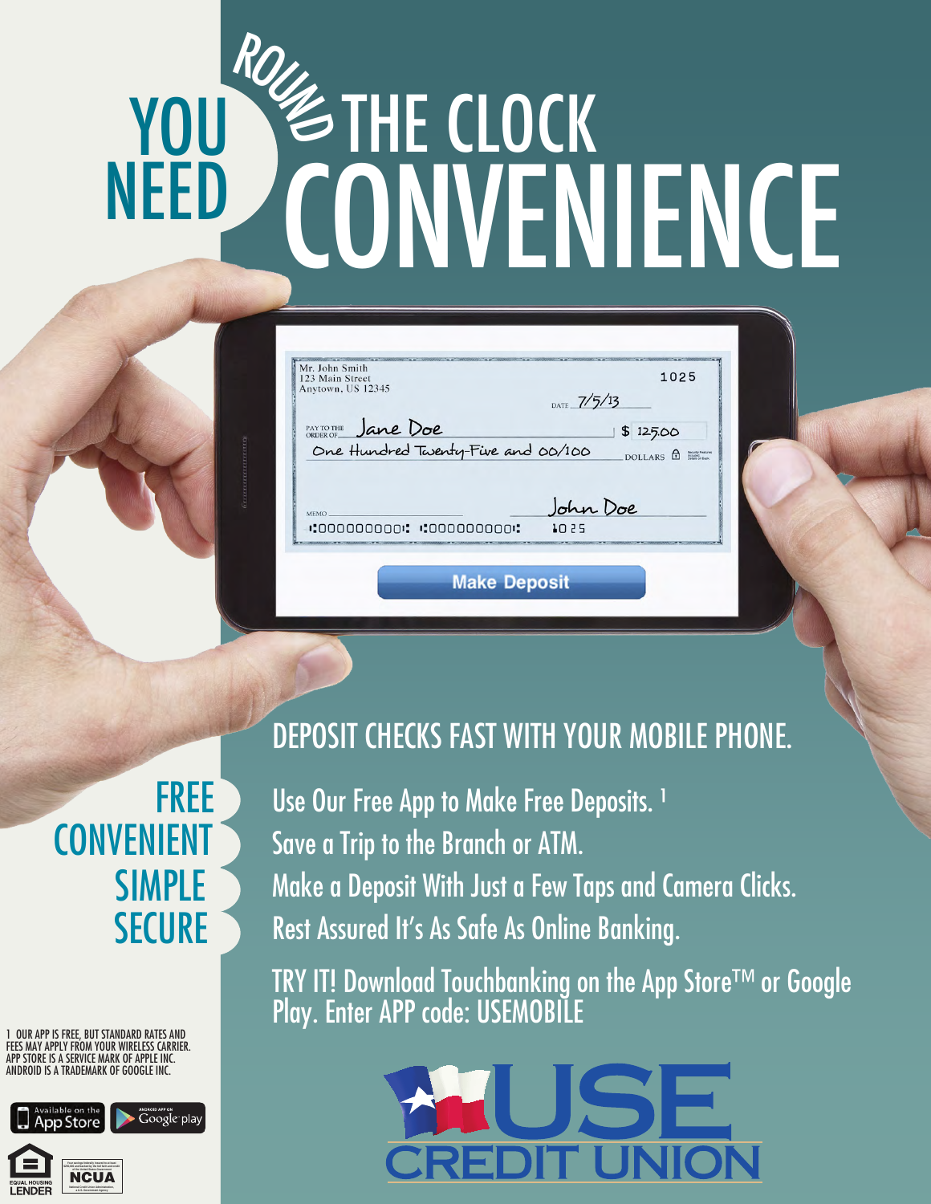# YOU NEED ROUND THE CLOCK CONVENIENCE

## DEPOSIT CHECKS FAST WITH YOUR MOBILE PHONE.

**FREE** — Use Our Free App to Make Free Deposits. [1]

**CONVENIENT** — Save a Trip to the Branch or ATM.

**SIMPLE** — Make a Deposit With Just a Few Taps and Camera Clicks.

**SECURE** — Rest Assured It's As Safe As Online Banking.

TRY IT! Download Touchbanking on the App Store™ or Google Play. Enter APP code: USEMOBILE

USE CREDIT UNION

1 OUR APP IS FREE, BUT STANDARD RATES AND FEES MAY APPLY FROM YOUR WIRELESS CARRIER. APP STORE IS A SERVICE MARK OF APPLE INC. ANDROID IS A TRADEMARK OF GOOGLE INC.

Available on the App Store

ANDROID APP ON Google play

EQUAL HOUSING LENDER

NCUA